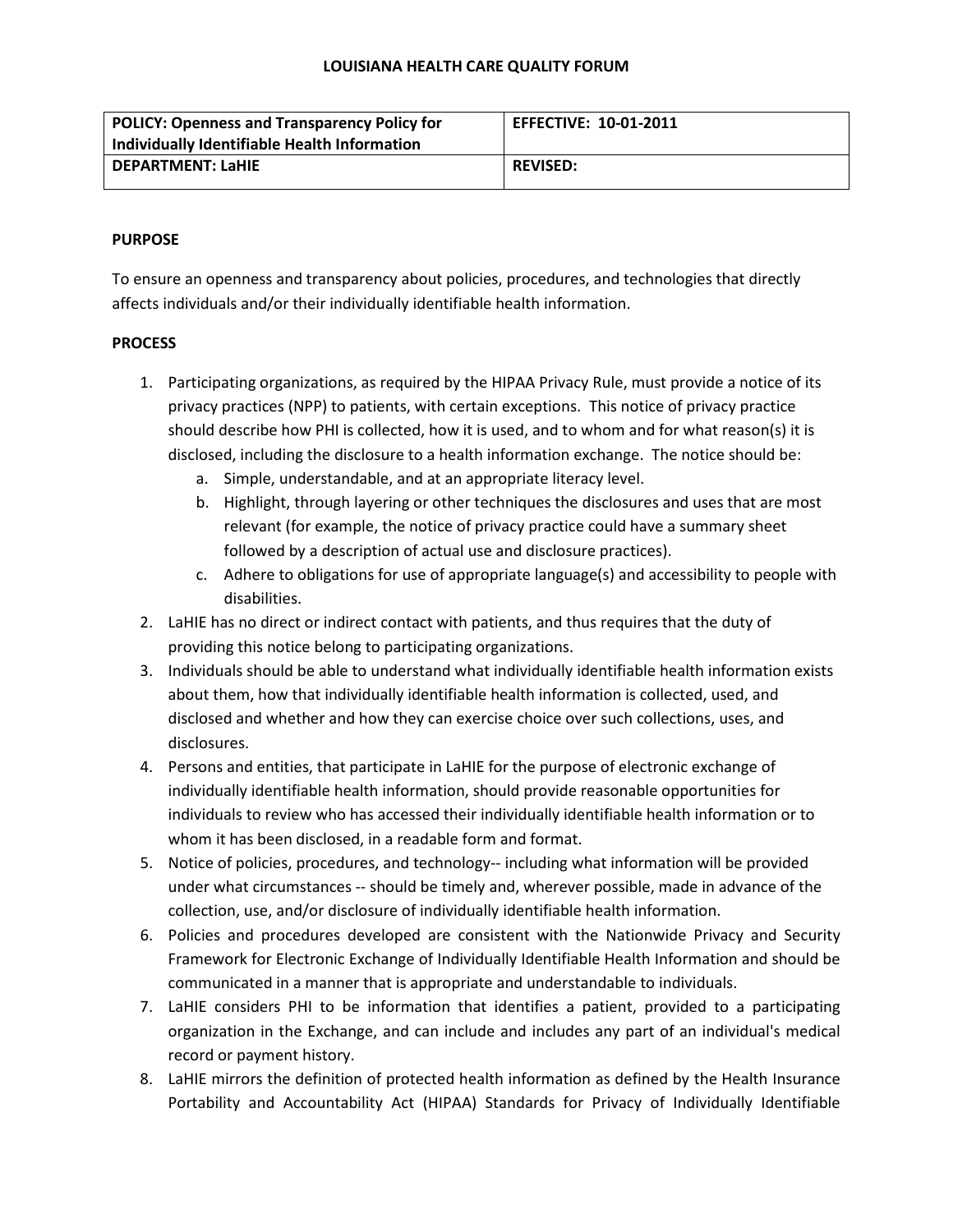# LOUISIANA HEALTH CARE QUALITY FORUM

| POLICY: Openness and Transparency Policy for Individually Identifiable Health Information | EFFECTIVE: 10-01-2011 |
|---|---|
| DEPARTMENT: LaHIE | REVISED: |

## PURPOSE

To ensure an openness and transparency about policies, procedures, and technologies that directly affects individuals and/or their individually identifiable health information.

## PROCESS

1. Participating organizations, as required by the HIPAA Privacy Rule, must provide a notice of its privacy practices (NPP) to patients, with certain exceptions. This notice of privacy practice should describe how PHI is collected, how it is used, and to whom and for what reason(s) it is disclosed, including the disclosure to a health information exchange. The notice should be:
   a. Simple, understandable, and at an appropriate literacy level.
   b. Highlight, through layering or other techniques the disclosures and uses that are most relevant (for example, the notice of privacy practice could have a summary sheet followed by a description of actual use and disclosure practices).
   c. Adhere to obligations for use of appropriate language(s) and accessibility to people with disabilities.
2. LaHIE has no direct or indirect contact with patients, and thus requires that the duty of providing this notice belong to participating organizations.
3. Individuals should be able to understand what individually identifiable health information exists about them, how that individually identifiable health information is collected, used, and disclosed and whether and how they can exercise choice over such collections, uses, and disclosures.
4. Persons and entities, that participate in LaHIE for the purpose of electronic exchange of individually identifiable health information, should provide reasonable opportunities for individuals to review who has accessed their individually identifiable health information or to whom it has been disclosed, in a readable form and format.
5. Notice of policies, procedures, and technology-- including what information will be provided under what circumstances -- should be timely and, wherever possible, made in advance of the collection, use, and/or disclosure of individually identifiable health information.
6. Policies and procedures developed are consistent with the Nationwide Privacy and Security Framework for Electronic Exchange of Individually Identifiable Health Information and should be communicated in a manner that is appropriate and understandable to individuals.
7. LaHIE considers PHI to be information that identifies a patient, provided to a participating organization in the Exchange, and can include and includes any part of an individual's medical record or payment history.
8. LaHIE mirrors the definition of protected health information as defined by the Health Insurance Portability and Accountability Act (HIPAA) Standards for Privacy of Individually Identifiable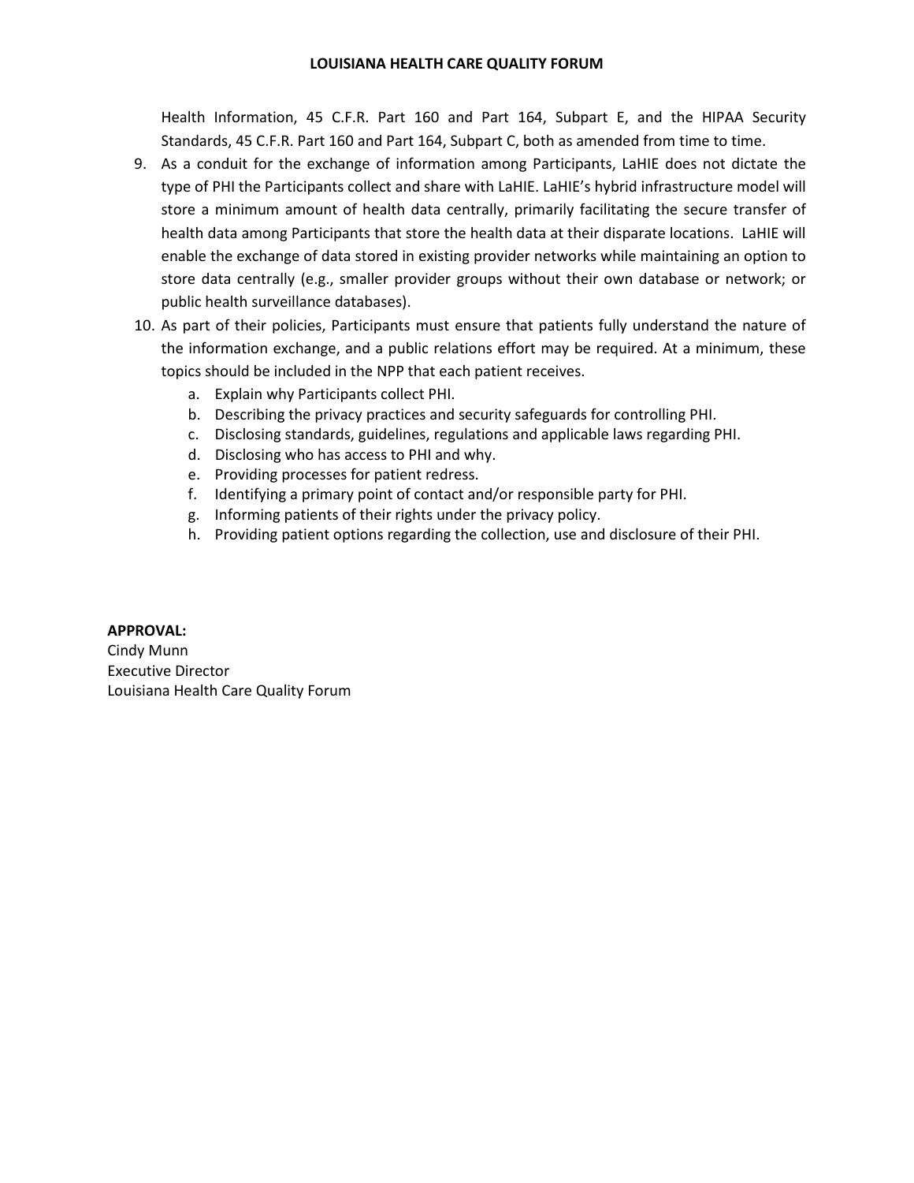Health Information, 45 C.F.R. Part 160 and Part 164, Subpart E, and the HIPAA Security Standards, 45 C.F.R. Part 160 and Part 164, Subpart C, both as amended from time to time.

9. As a conduit for the exchange of information among Participants, LaHIE does not dictate the type of PHI the Participants collect and share with LaHIE. LaHIE's hybrid infrastructure model will store a minimum amount of health data centrally, primarily facilitating the secure transfer of health data among Participants that store the health data at their disparate locations. LaHIE will enable the exchange of data stored in existing provider networks while maintaining an option to store data centrally (e.g., smaller provider groups without their own database or network; or public health surveillance databases).
10. As part of their policies, Participants must ensure that patients fully understand the nature of the information exchange, and a public relations effort may be required. At a minimum, these topics should be included in the NPP that each patient receives.
    a. Explain why Participants collect PHI.
    b. Describing the privacy practices and security safeguards for controlling PHI.
    c. Disclosing standards, guidelines, regulations and applicable laws regarding PHI.
    d. Disclosing who has access to PHI and why.
    e. Providing processes for patient redress.
    f. Identifying a primary point of contact and/or responsible party for PHI.
    g. Informing patients of their rights under the privacy policy.
    h. Providing patient options regarding the collection, use and disclosure of their PHI.

**APPROVAL:**
Cindy Munn
Executive Director
Louisiana Health Care Quality Forum